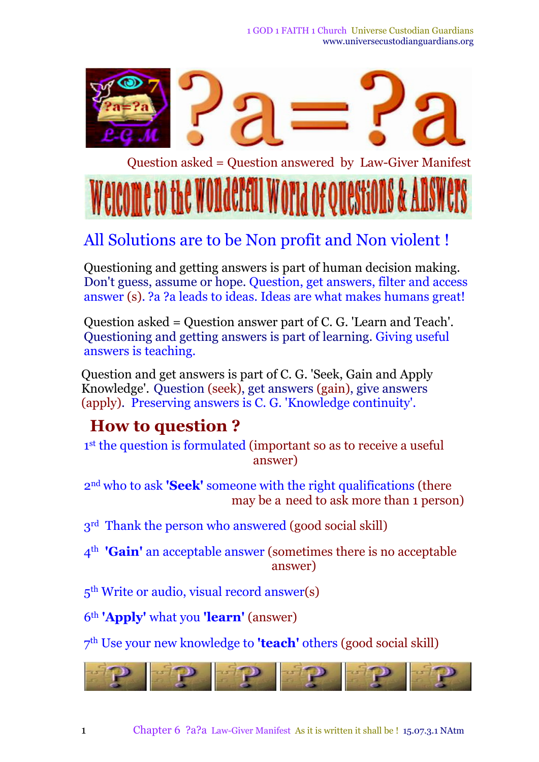# ?a=?a

Question asked = Question answered by Law-Giver Manifest

Welcome to the Wonderful World of Questions & Answers

## All Solutions are to be Non profit and Non violent !

Questioning and getting answers is part of human decision making. Don't guess, assume or hope. Question, get answers, filter and access answer (s). ?a ?a leads to ideas. Ideas are what makes humans great!

Question asked = Question answer part of C. G. 'Learn and Teach'. Questioning and getting answers is part of learning. Giving useful answers is teaching.

Question and get answers is part of C. G. 'Seek, Gain and Apply Knowledge'. Question (seek), get answers (gain), give answers (apply). Preserving answers is C. G. 'Knowledge continuity'.

## How to question ?

1st the question is formulated (important so as to receive a useful answer)

2nd who to ask **'Seek'** someone with the right qualifications (there may be a need to ask more than 1 person)

3rd Thank the person who answered (good social skill)

4th **'Gain'** an acceptable answer (sometimes there is no acceptable answer)

5th Write or audio, visual record answer(s)

6th **'Apply'** what you **'learn'** (answer)

7th Use your new knowledge to **'teach'** others (good social skill)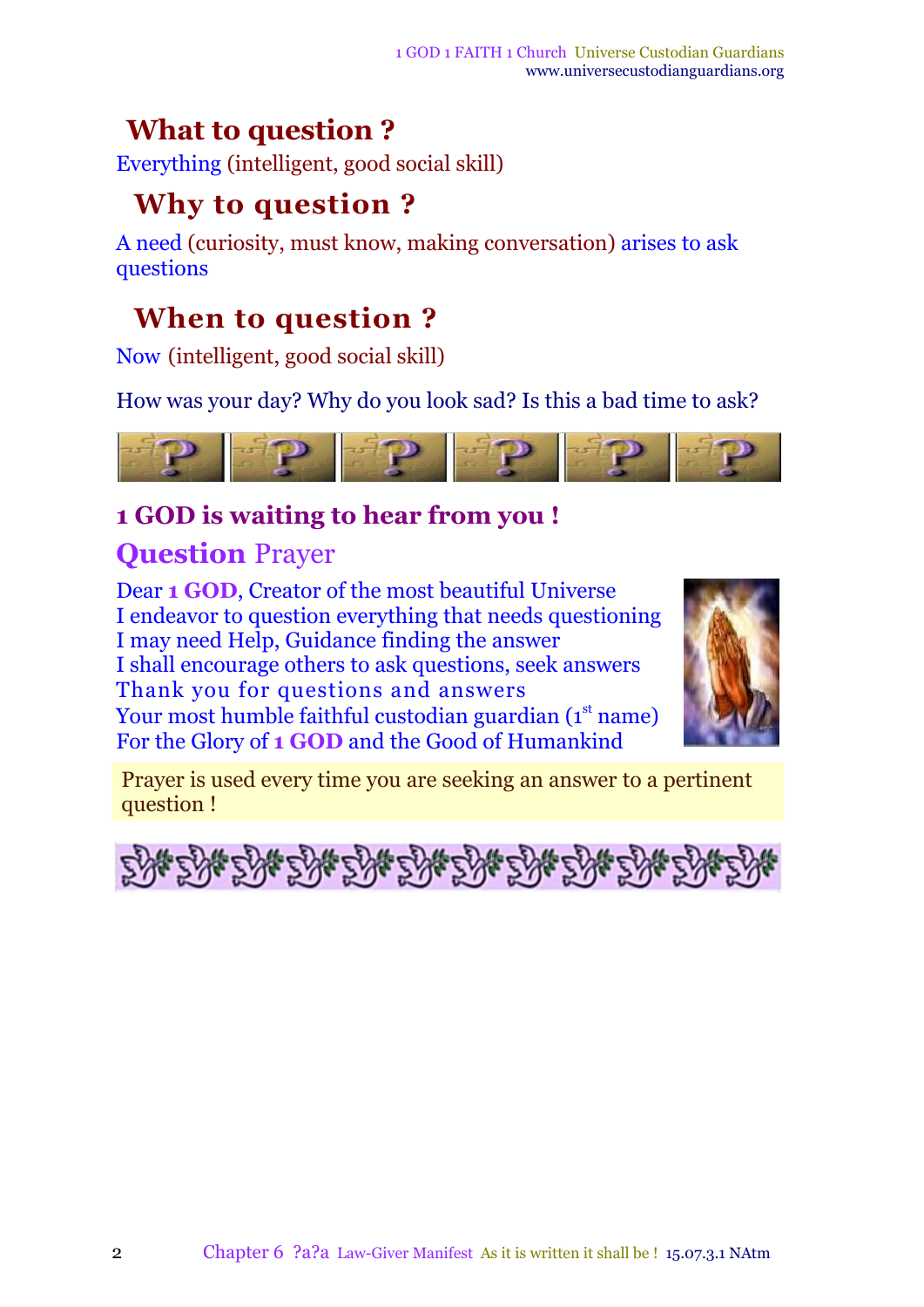## What to question ?

Everything (intelligent, good social skill)

## Why to question ?

A need (curiosity, must know, making conversation) arises to ask questions

## When to question ?

Now (intelligent, good social skill)

How was your day? Why do you look sad? Is this a bad time to ask?

### 1 GOD is waiting to hear from you !

## Question Prayer

Dear **1 GOD**, Creator of the most beautiful Universe
I endeavor to question everything that needs questioning
I may need Help, Guidance finding the answer
I shall encourage others to ask questions, seek answers
Thank you for questions and answers
Your most humble faithful custodian guardian (1st name)
For the Glory of **1 GOD** and the Good of Humankind

Prayer is used every time you are seeking an answer to a pertinent question !